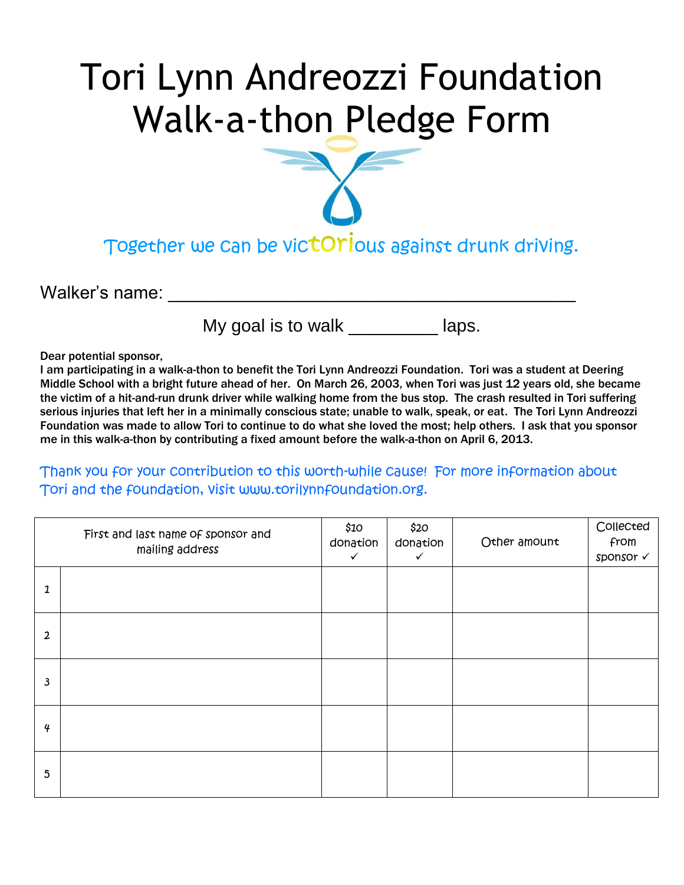# Tori Lynn Andreozzi Foundation Walk-a-thon Pledge Form

Together we can be victorious against drunk driving.

Walker's name: ___________________________________________

My goal is to walk _________ laps.

**Dear potential sponsor,**

**I am participating in a walk-a-thon to benefit the Tori Lynn Andreozzi Foundation. Tori was a student at Deering Middle School with a bright future ahead of her. On March 26, 2003, when Tori was just 12 years old, she became the victim of a hit-and-run drunk driver while walking home from the bus stop. The crash resulted in Tori suffering serious injuries that left her in a minimally conscious state; unable to walk, speak, or eat. The Tori Lynn Andreozzi Foundation was made to allow Tori to continue to do what she loved the most; help others. I ask that you sponsor me in this walk-a-thon by contributing a fixed amount before the walk-a-thon on April 6, 2013.**

Thank you for your contribution to this worth-while cause! For more information about Tori and the foundation, visit www.torilynnfoundation.org.

| | First and last name of sponsor and mailing address | $10 donation ✓ | $20 donation ✓ | Other amount | Collected from sponsor ✓ |
|---|---|---|---|---|---|
| 1 | | | | | |
| 2 | | | | | |
| 3 | | | | | |
| 4 | | | | | |
| 5 | | | | | |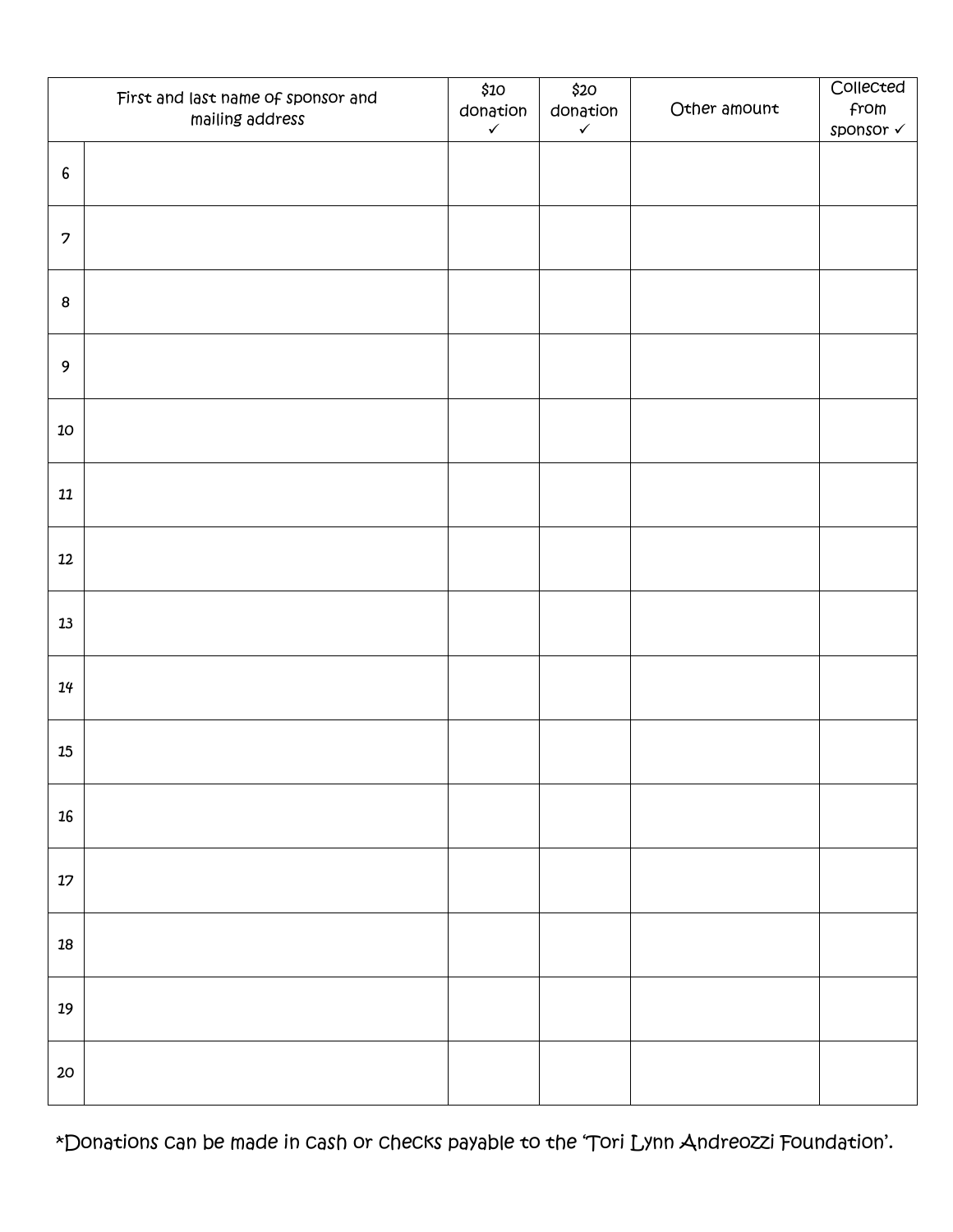| | First and last name of sponsor and mailing address | $10 donation ✓ | $20 donation ✓ | Other amount | Collected from sponsor ✓ |
|---|---|---|---|---|---|
| 6 | | | | | |
| 7 | | | | | |
| 8 | | | | | |
| 9 | | | | | |
| 10 | | | | | |
| 11 | | | | | |
| 12 | | | | | |
| 13 | | | | | |
| 14 | | | | | |
| 15 | | | | | |
| 16 | | | | | |
| 17 | | | | | |
| 18 | | | | | |
| 19 | | | | | |
| 20 | | | | | |

*Donations can be made in cash or checks payable to the 'Tori Lynn Andreozzi Foundation'.